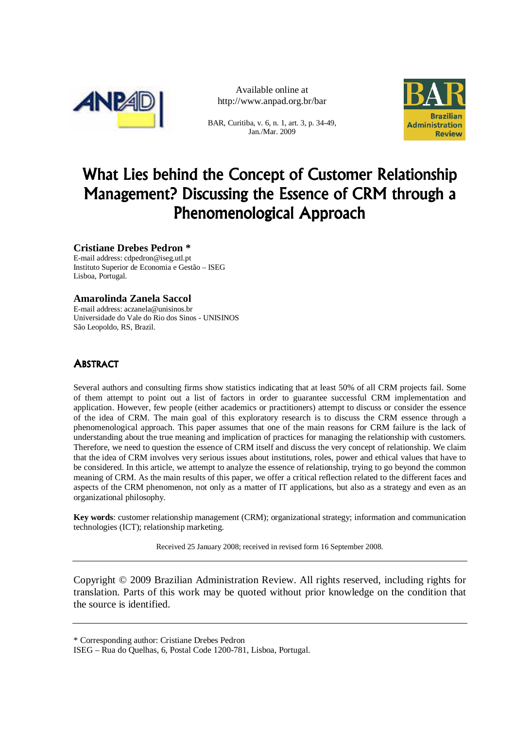Available online at
http://www.anpad.org.br/bar

BAR, Curitiba, v. 6, n. 1, art. 3, p. 34-49, Jan./Mar. 2009

# What Lies behind the Concept of Customer Relationship Management? Discussing the Essence of CRM through a Phenomenological Approach

**Cristiane Drebes Pedron** *
E-mail address: cdpedron@iseg.utl.pt
Instituto Superior de Economia e Gestão – ISEG
Lisboa, Portugal.

**Amarolinda Zanela Saccol**
E-mail address: aczanela@unisinos.br
Universidade do Vale do Rio dos Sinos - UNISINOS
São Leopoldo, RS, Brazil.

## Abstract

Several authors and consulting firms show statistics indicating that at least 50% of all CRM projects fail. Some of them attempt to point out a list of factors in order to guarantee successful CRM implementation and application. However, few people (either academics or practitioners) attempt to discuss or consider the essence of the idea of CRM. The main goal of this exploratory research is to discuss the CRM essence through a phenomenological approach. This paper assumes that one of the main reasons for CRM failure is the lack of understanding about the true meaning and implication of practices for managing the relationship with customers. Therefore, we need to question the essence of CRM itself and discuss the very concept of relationship. We claim that the idea of CRM involves very serious issues about institutions, roles, power and ethical values that have to be considered. In this article, we attempt to analyze the essence of relationship, trying to go beyond the common meaning of CRM. As the main results of this paper, we offer a critical reflection related to the different faces and aspects of the CRM phenomenon, not only as a matter of IT applications, but also as a strategy and even as an organizational philosophy.

**Key words**: customer relationship management (CRM); organizational strategy; information and communication technologies (ICT); relationship marketing.

Received 25 January 2008; received in revised form 16 September 2008.

---

Copyright © 2009 Brazilian Administration Review. All rights reserved, including rights for translation. Parts of this work may be quoted without prior knowledge on the condition that the source is identified.

---

* Corresponding author: Cristiane Drebes Pedron
ISEG – Rua do Quelhas, 6, Postal Code 1200-781, Lisboa, Portugal.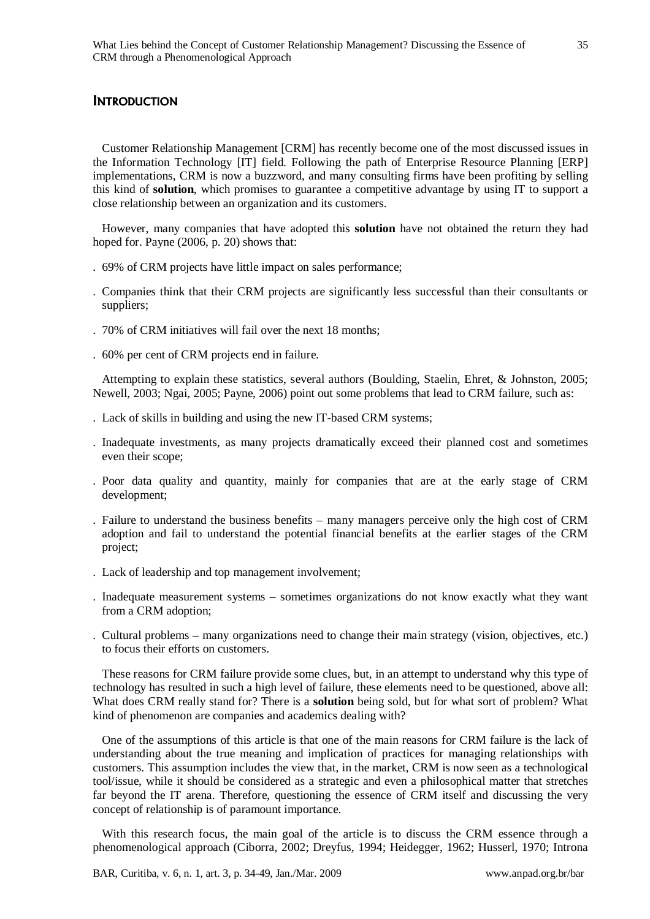## Introduction

Customer Relationship Management [CRM] has recently become one of the most discussed issues in the Information Technology [IT] field. Following the path of Enterprise Resource Planning [ERP] implementations, CRM is now a buzzword, and many consulting firms have been profiting by selling this kind of **solution**, which promises to guarantee a competitive advantage by using IT to support a close relationship between an organization and its customers.

However, many companies that have adopted this **solution** have not obtained the return they had hoped for. Payne (2006, p. 20) shows that:

- 69% of CRM projects have little impact on sales performance;
- Companies think that their CRM projects are significantly less successful than their consultants or suppliers;
- 70% of CRM initiatives will fail over the next 18 months;
- 60% per cent of CRM projects end in failure.

Attempting to explain these statistics, several authors (Boulding, Staelin, Ehret, & Johnston, 2005; Newell, 2003; Ngai, 2005; Payne, 2006) point out some problems that lead to CRM failure, such as:

- Lack of skills in building and using the new IT-based CRM systems;
- Inadequate investments, as many projects dramatically exceed their planned cost and sometimes even their scope;
- Poor data quality and quantity, mainly for companies that are at the early stage of CRM development;
- Failure to understand the business benefits – many managers perceive only the high cost of CRM adoption and fail to understand the potential financial benefits at the earlier stages of the CRM project;
- Lack of leadership and top management involvement;
- Inadequate measurement systems – sometimes organizations do not know exactly what they want from a CRM adoption;
- Cultural problems – many organizations need to change their main strategy (vision, objectives, etc.) to focus their efforts on customers.

These reasons for CRM failure provide some clues, but, in an attempt to understand why this type of technology has resulted in such a high level of failure, these elements need to be questioned, above all: What does CRM really stand for? There is a **solution** being sold, but for what sort of problem? What kind of phenomenon are companies and academics dealing with?

One of the assumptions of this article is that one of the main reasons for CRM failure is the lack of understanding about the true meaning and implication of practices for managing relationships with customers. This assumption includes the view that, in the market, CRM is now seen as a technological tool/issue, while it should be considered as a strategic and even a philosophical matter that stretches far beyond the IT arena. Therefore, questioning the essence of CRM itself and discussing the very concept of relationship is of paramount importance.

With this research focus, the main goal of the article is to discuss the CRM essence through a phenomenological approach (Ciborra, 2002; Dreyfus, 1994; Heidegger, 1962; Husserl, 1970; Introna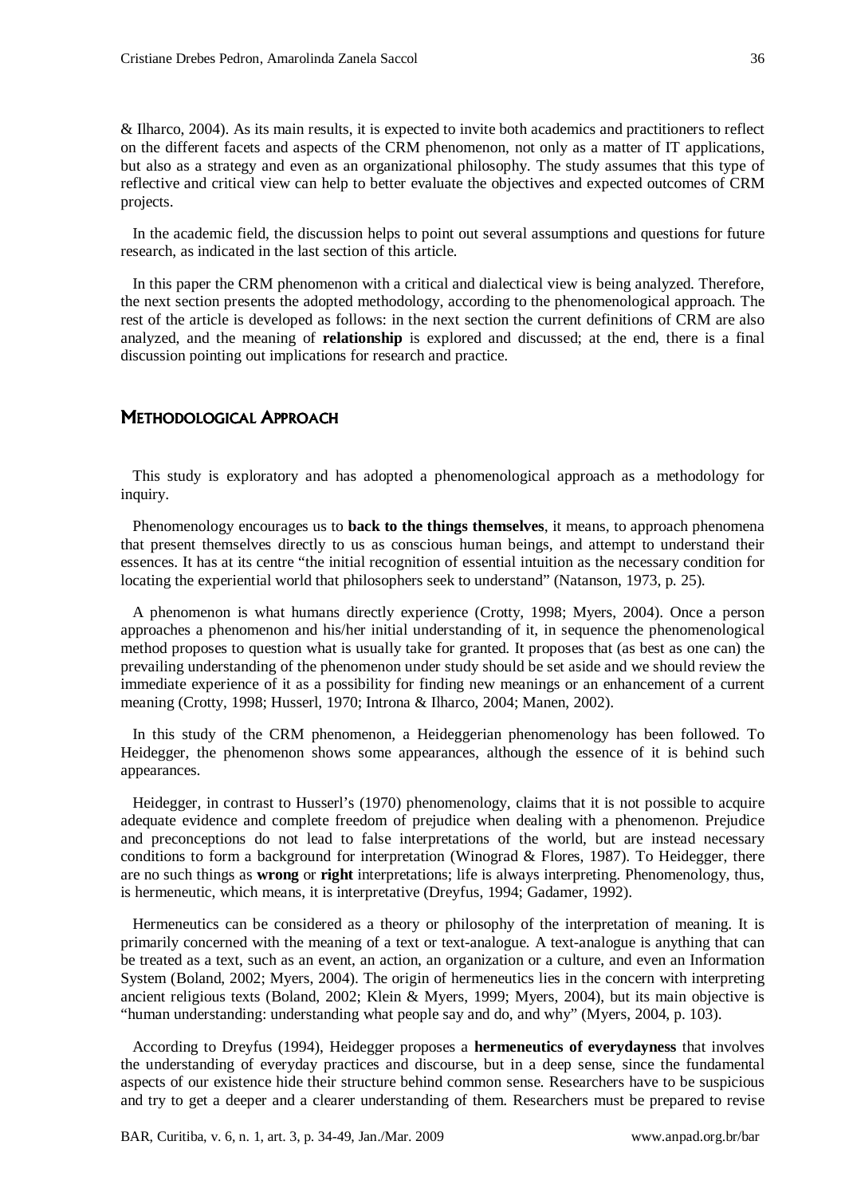& Ilharco, 2004). As its main results, it is expected to invite both academics and practitioners to reflect on the different facets and aspects of the CRM phenomenon, not only as a matter of IT applications, but also as a strategy and even as an organizational philosophy. The study assumes that this type of reflective and critical view can help to better evaluate the objectives and expected outcomes of CRM projects.

In the academic field, the discussion helps to point out several assumptions and questions for future research, as indicated in the last section of this article.

In this paper the CRM phenomenon with a critical and dialectical view is being analyzed. Therefore, the next section presents the adopted methodology, according to the phenomenological approach. The rest of the article is developed as follows: in the next section the current definitions of CRM are also analyzed, and the meaning of **relationship** is explored and discussed; at the end, there is a final discussion pointing out implications for research and practice.

## Methodological Approach

This study is exploratory and has adopted a phenomenological approach as a methodology for inquiry.

Phenomenology encourages us to **back to the things themselves**, it means, to approach phenomena that present themselves directly to us as conscious human beings, and attempt to understand their essences. It has at its centre "the initial recognition of essential intuition as the necessary condition for locating the experiential world that philosophers seek to understand" (Natanson, 1973, p. 25).

A phenomenon is what humans directly experience (Crotty, 1998; Myers, 2004). Once a person approaches a phenomenon and his/her initial understanding of it, in sequence the phenomenological method proposes to question what is usually take for granted. It proposes that (as best as one can) the prevailing understanding of the phenomenon under study should be set aside and we should review the immediate experience of it as a possibility for finding new meanings or an enhancement of a current meaning (Crotty, 1998; Husserl, 1970; Introna & Ilharco, 2004; Manen, 2002).

In this study of the CRM phenomenon, a Heideggerian phenomenology has been followed. To Heidegger, the phenomenon shows some appearances, although the essence of it is behind such appearances.

Heidegger, in contrast to Husserl's (1970) phenomenology, claims that it is not possible to acquire adequate evidence and complete freedom of prejudice when dealing with a phenomenon. Prejudice and preconceptions do not lead to false interpretations of the world, but are instead necessary conditions to form a background for interpretation (Winograd & Flores, 1987). To Heidegger, there are no such things as **wrong** or **right** interpretations; life is always interpreting. Phenomenology, thus, is hermeneutic, which means, it is interpretative (Dreyfus, 1994; Gadamer, 1992).

Hermeneutics can be considered as a theory or philosophy of the interpretation of meaning. It is primarily concerned with the meaning of a text or text-analogue. A text-analogue is anything that can be treated as a text, such as an event, an action, an organization or a culture, and even an Information System (Boland, 2002; Myers, 2004). The origin of hermeneutics lies in the concern with interpreting ancient religious texts (Boland, 2002; Klein & Myers, 1999; Myers, 2004), but its main objective is "human understanding: understanding what people say and do, and why" (Myers, 2004, p. 103).

According to Dreyfus (1994), Heidegger proposes a **hermeneutics of everydayness** that involves the understanding of everyday practices and discourse, but in a deep sense, since the fundamental aspects of our existence hide their structure behind common sense. Researchers have to be suspicious and try to get a deeper and a clearer understanding of them. Researchers must be prepared to revise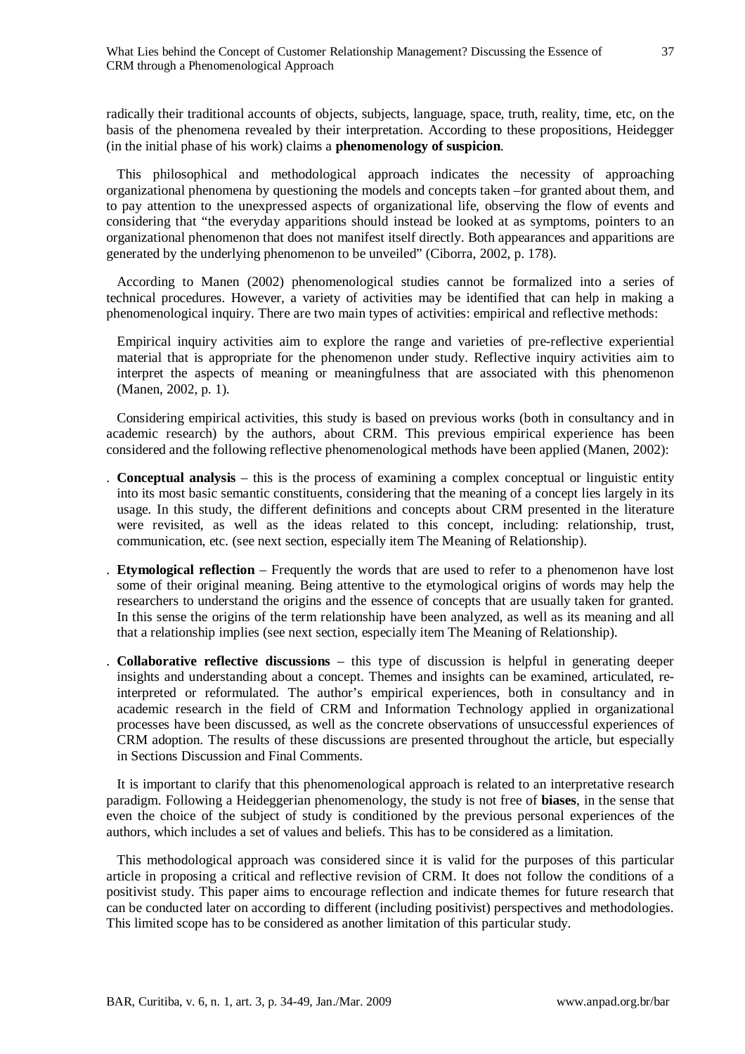radically their traditional accounts of objects, subjects, language, space, truth, reality, time, etc, on the basis of the phenomena revealed by their interpretation. According to these propositions, Heidegger (in the initial phase of his work) claims a **phenomenology of suspicion**.

This philosophical and methodological approach indicates the necessity of approaching organizational phenomena by questioning the models and concepts taken –for granted about them, and to pay attention to the unexpressed aspects of organizational life, observing the flow of events and considering that "the everyday apparitions should instead be looked at as symptoms, pointers to an organizational phenomenon that does not manifest itself directly. Both appearances and apparitions are generated by the underlying phenomenon to be unveiled" (Ciborra, 2002, p. 178).

According to Manen (2002) phenomenological studies cannot be formalized into a series of technical procedures. However, a variety of activities may be identified that can help in making a phenomenological inquiry. There are two main types of activities: empirical and reflective methods:

> Empirical inquiry activities aim to explore the range and varieties of pre-reflective experiential material that is appropriate for the phenomenon under study. Reflective inquiry activities aim to interpret the aspects of meaning or meaningfulness that are associated with this phenomenon (Manen, 2002, p. 1).

Considering empirical activities, this study is based on previous works (both in consultancy and in academic research) by the authors, about CRM. This previous empirical experience has been considered and the following reflective phenomenological methods have been applied (Manen, 2002):

- **Conceptual analysis** – this is the process of examining a complex conceptual or linguistic entity into its most basic semantic constituents, considering that the meaning of a concept lies largely in its usage. In this study, the different definitions and concepts about CRM presented in the literature were revisited, as well as the ideas related to this concept, including: relationship, trust, communication, etc. (see next section, especially item The Meaning of Relationship).
- **Etymological reflection** – Frequently the words that are used to refer to a phenomenon have lost some of their original meaning. Being attentive to the etymological origins of words may help the researchers to understand the origins and the essence of concepts that are usually taken for granted. In this sense the origins of the term relationship have been analyzed, as well as its meaning and all that a relationship implies (see next section, especially item The Meaning of Relationship).
- **Collaborative reflective discussions** – this type of discussion is helpful in generating deeper insights and understanding about a concept. Themes and insights can be examined, articulated, re-interpreted or reformulated. The author's empirical experiences, both in consultancy and in academic research in the field of CRM and Information Technology applied in organizational processes have been discussed, as well as the concrete observations of unsuccessful experiences of CRM adoption. The results of these discussions are presented throughout the article, but especially in Sections Discussion and Final Comments.

It is important to clarify that this phenomenological approach is related to an interpretative research paradigm. Following a Heideggerian phenomenology, the study is not free of **biases**, in the sense that even the choice of the subject of study is conditioned by the previous personal experiences of the authors, which includes a set of values and beliefs. This has to be considered as a limitation.

This methodological approach was considered since it is valid for the purposes of this particular article in proposing a critical and reflective revision of CRM. It does not follow the conditions of a positivist study. This paper aims to encourage reflection and indicate themes for future research that can be conducted later on according to different (including positivist) perspectives and methodologies. This limited scope has to be considered as another limitation of this particular study.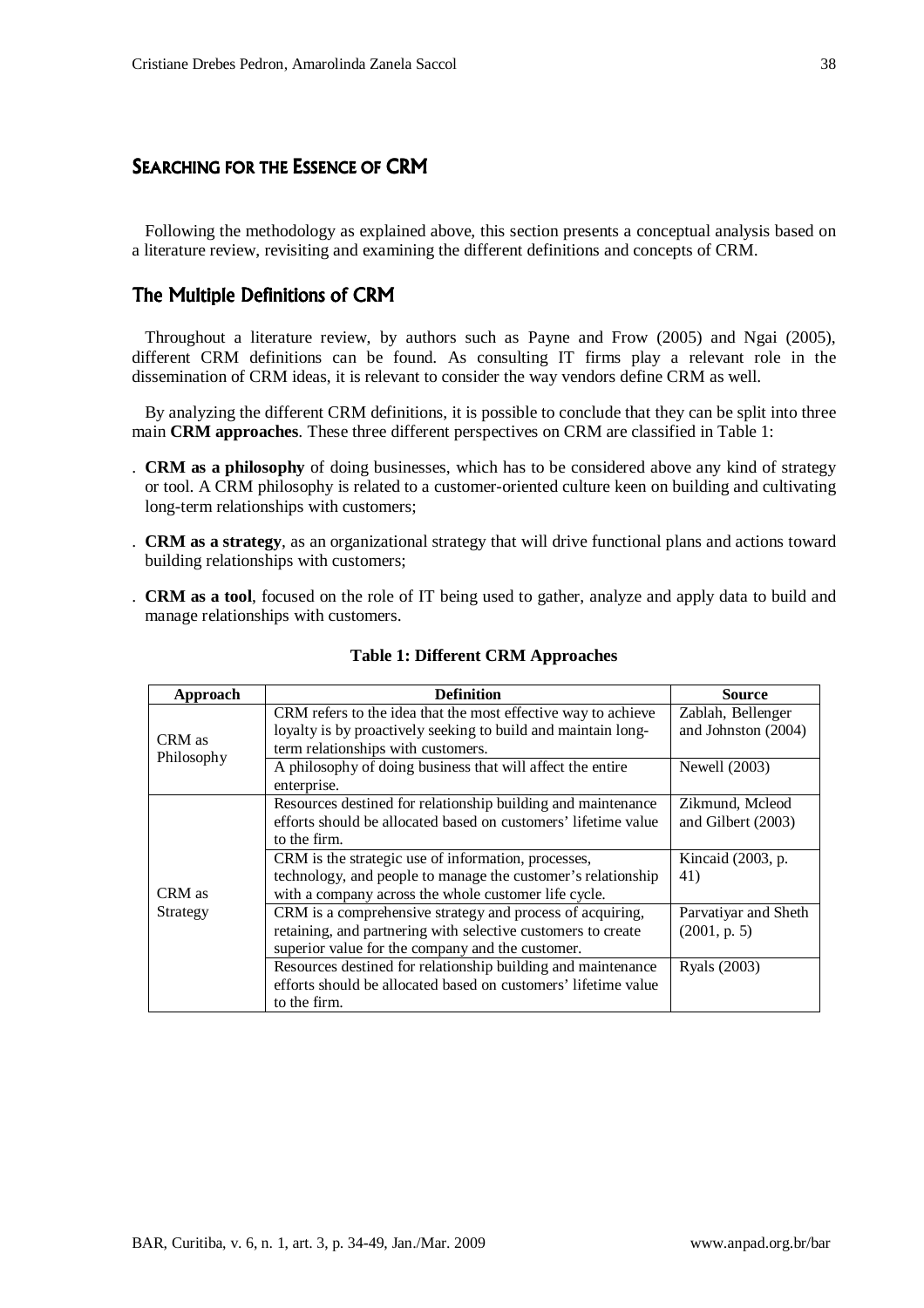## SEARCHING FOR THE ESSENCE OF CRM

Following the methodology as explained above, this section presents a conceptual analysis based on a literature review, revisiting and examining the different definitions and concepts of CRM.

### The Multiple Definitions of CRM

Throughout a literature review, by authors such as Payne and Frow (2005) and Ngai (2005), different CRM definitions can be found. As consulting IT firms play a relevant role in the dissemination of CRM ideas, it is relevant to consider the way vendors define CRM as well.

By analyzing the different CRM definitions, it is possible to conclude that they can be split into three main **CRM approaches**. These three different perspectives on CRM are classified in Table 1:

- **CRM as a philosophy** of doing businesses, which has to be considered above any kind of strategy or tool. A CRM philosophy is related to a customer-oriented culture keen on building and cultivating long-term relationships with customers;
- **CRM as a strategy**, as an organizational strategy that will drive functional plans and actions toward building relationships with customers;
- **CRM as a tool**, focused on the role of IT being used to gather, analyze and apply data to build and manage relationships with customers.

**Table 1: Different CRM Approaches**

| Approach | Definition | Source |
| --- | --- | --- |
| CRM as Philosophy | CRM refers to the idea that the most effective way to achieve loyalty is by proactively seeking to build and maintain long-term relationships with customers. | Zablah, Bellenger and Johnston (2004) |
| | A philosophy of doing business that will affect the entire enterprise. | Newell (2003) |
| CRM as Strategy | Resources destined for relationship building and maintenance efforts should be allocated based on customers' lifetime value to the firm. | Zikmund, Mcleod and Gilbert (2003) |
| | CRM is the strategic use of information, processes, technology, and people to manage the customer's relationship with a company across the whole customer life cycle. | Kincaid (2003, p. 41) |
| | CRM is a comprehensive strategy and process of acquiring, retaining, and partnering with selective customers to create superior value for the company and the customer. | Parvatiyar and Sheth (2001, p. 5) |
| | Resources destined for relationship building and maintenance efforts should be allocated based on customers' lifetime value to the firm. | Ryals (2003) |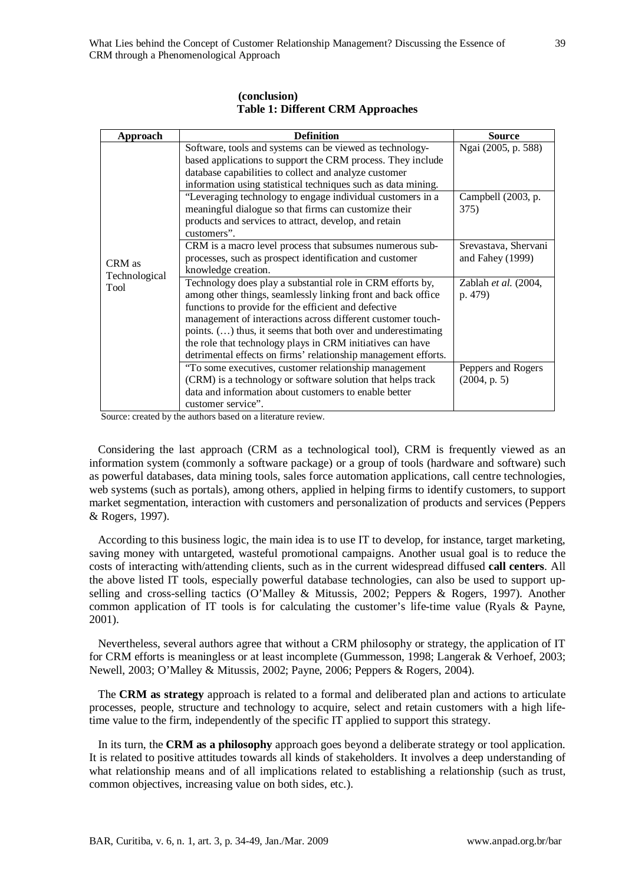**(conclusion)**
**Table 1: Different CRM Approaches**

| Approach | Definition | Source |
|---|---|---|
| CRM as Technological Tool | Software, tools and systems can be viewed as technology-based applications to support the CRM process. They include database capabilities to collect and analyze customer information using statistical techniques such as data mining. | Ngai (2005, p. 588) |
| | "Leveraging technology to engage individual customers in a meaningful dialogue so that firms can customize their products and services to attract, develop, and retain customers". | Campbell (2003, p. 375) |
| | CRM is a macro level process that subsumes numerous sub-processes, such as prospect identification and customer knowledge creation. | Srevastava, Shervani and Fahey (1999) |
| | Technology does play a substantial role in CRM efforts by, among other things, seamlessly linking front and back office functions to provide for the efficient and defective management of interactions across different customer touch-points. (…) thus, it seems that both over and underestimating the role that technology plays in CRM initiatives can have detrimental effects on firms' relationship management efforts. | Zablah *et al.* (2004, p. 479) |
| | "To some executives, customer relationship management (CRM) is a technology or software solution that helps track data and information about customers to enable better customer service". | Peppers and Rogers (2004, p. 5) |

Source: created by the authors based on a literature review.

Considering the last approach (CRM as a technological tool), CRM is frequently viewed as an information system (commonly a software package) or a group of tools (hardware and software) such as powerful databases, data mining tools, sales force automation applications, call centre technologies, web systems (such as portals), among others, applied in helping firms to identify customers, to support market segmentation, interaction with customers and personalization of products and services (Peppers & Rogers, 1997).

According to this business logic, the main idea is to use IT to develop, for instance, target marketing, saving money with untargeted, wasteful promotional campaigns. Another usual goal is to reduce the costs of interacting with/attending clients, such as in the current widespread diffused **call centers**. All the above listed IT tools, especially powerful database technologies, can also be used to support up-selling and cross-selling tactics (O'Malley & Mitussis, 2002; Peppers & Rogers, 1997). Another common application of IT tools is for calculating the customer's life-time value (Ryals & Payne, 2001).

Nevertheless, several authors agree that without a CRM philosophy or strategy, the application of IT for CRM efforts is meaningless or at least incomplete (Gummesson, 1998; Langerak & Verhoef, 2003; Newell, 2003; O'Malley & Mitussis, 2002; Payne, 2006; Peppers & Rogers, 2004).

The **CRM as strategy** approach is related to a formal and deliberated plan and actions to articulate processes, people, structure and technology to acquire, select and retain customers with a high life-time value to the firm, independently of the specific IT applied to support this strategy.

In its turn, the **CRM as a philosophy** approach goes beyond a deliberate strategy or tool application. It is related to positive attitudes towards all kinds of stakeholders. It involves a deep understanding of what relationship means and of all implications related to establishing a relationship (such as trust, common objectives, increasing value on both sides, etc.).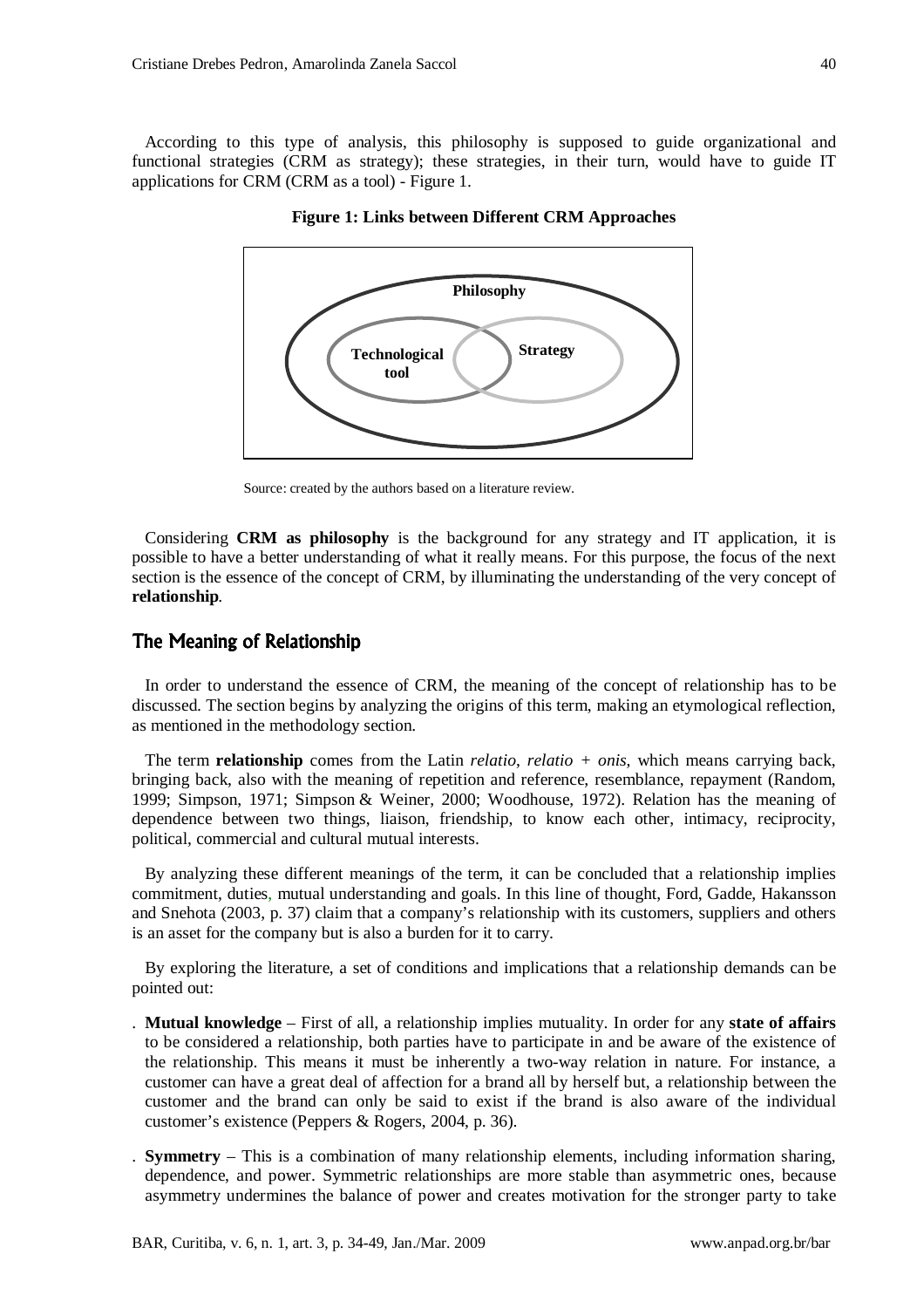According to this type of analysis, this philosophy is supposed to guide organizational and functional strategies (CRM as strategy); these strategies, in their turn, would have to guide IT applications for CRM (CRM as a tool) - Figure 1.

**Figure 1: Links between Different CRM Approaches**

Philosophy

Technological tool

Strategy

Source: created by the authors based on a literature review.

Considering **CRM as philosophy** is the background for any strategy and IT application, it is possible to have a better understanding of what it really means. For this purpose, the focus of the next section is the essence of the concept of CRM, by illuminating the understanding of the very concept of **relationship**.

## The Meaning of Relationship

In order to understand the essence of CRM, the meaning of the concept of relationship has to be discussed. The section begins by analyzing the origins of this term, making an etymological reflection, as mentioned in the methodology section.

The term **relationship** comes from the Latin *relatio*, *relatio + onis*, which means carrying back, bringing back, also with the meaning of repetition and reference, resemblance, repayment (Random, 1999; Simpson, 1971; Simpson & Weiner, 2000; Woodhouse, 1972). Relation has the meaning of dependence between two things, liaison, friendship, to know each other, intimacy, reciprocity, political, commercial and cultural mutual interests.

By analyzing these different meanings of the term, it can be concluded that a relationship implies commitment, duties, mutual understanding and goals. In this line of thought, Ford, Gadde, Hakansson and Snehota (2003, p. 37) claim that a company's relationship with its customers, suppliers and others is an asset for the company but is also a burden for it to carry.

By exploring the literature, a set of conditions and implications that a relationship demands can be pointed out:

- **Mutual knowledge** – First of all, a relationship implies mutuality. In order for any **state of affairs** to be considered a relationship, both parties have to participate in and be aware of the existence of the relationship. This means it must be inherently a two-way relation in nature. For instance, a customer can have a great deal of affection for a brand all by herself but, a relationship between the customer and the brand can only be said to exist if the brand is also aware of the individual customer's existence (Peppers & Rogers, 2004, p. 36).

- **Symmetry** – This is a combination of many relationship elements, including information sharing, dependence, and power. Symmetric relationships are more stable than asymmetric ones, because asymmetry undermines the balance of power and creates motivation for the stronger party to take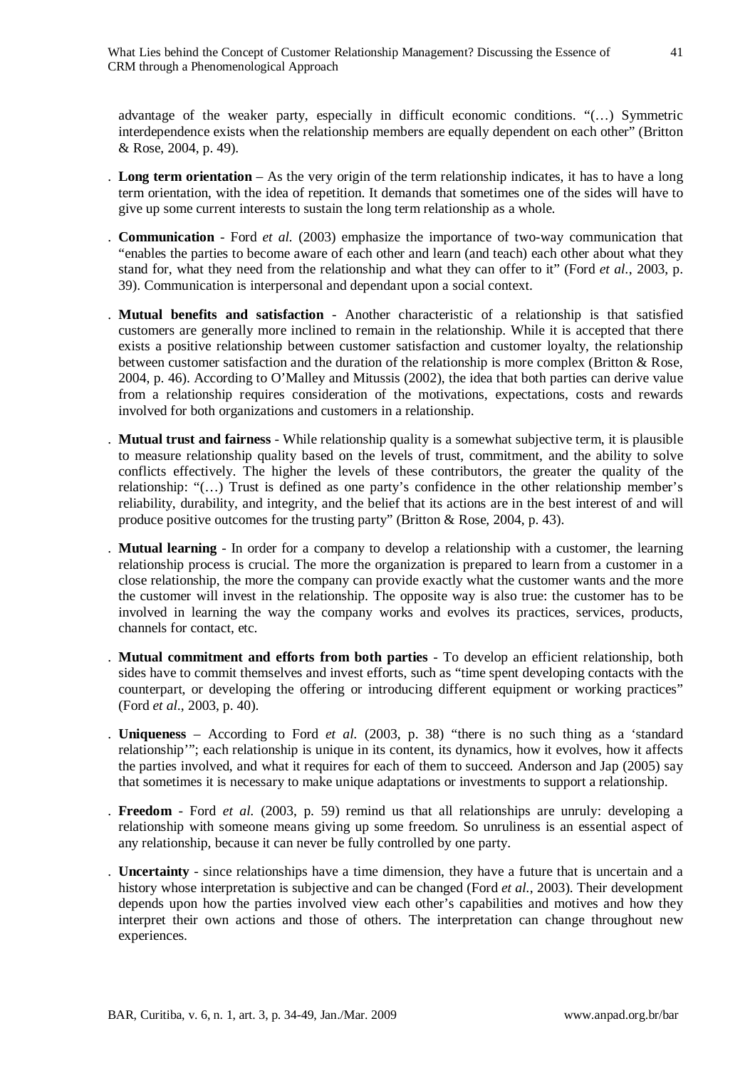advantage of the weaker party, especially in difficult economic conditions. "(…) Symmetric interdependence exists when the relationship members are equally dependent on each other" (Britton & Rose, 2004, p. 49).

. **Long term orientation** – As the very origin of the term relationship indicates, it has to have a long term orientation, with the idea of repetition. It demands that sometimes one of the sides will have to give up some current interests to sustain the long term relationship as a whole.

. **Communication** - Ford *et al.* (2003) emphasize the importance of two-way communication that "enables the parties to become aware of each other and learn (and teach) each other about what they stand for, what they need from the relationship and what they can offer to it" (Ford *et al.*, 2003, p. 39). Communication is interpersonal and dependant upon a social context.

. **Mutual benefits and satisfaction** - Another characteristic of a relationship is that satisfied customers are generally more inclined to remain in the relationship. While it is accepted that there exists a positive relationship between customer satisfaction and customer loyalty, the relationship between customer satisfaction and the duration of the relationship is more complex (Britton & Rose, 2004, p. 46). According to O'Malley and Mitussis (2002), the idea that both parties can derive value from a relationship requires consideration of the motivations, expectations, costs and rewards involved for both organizations and customers in a relationship.

. **Mutual trust and fairness** - While relationship quality is a somewhat subjective term, it is plausible to measure relationship quality based on the levels of trust, commitment, and the ability to solve conflicts effectively. The higher the levels of these contributors, the greater the quality of the relationship: "(…) Trust is defined as one party's confidence in the other relationship member's reliability, durability, and integrity, and the belief that its actions are in the best interest of and will produce positive outcomes for the trusting party" (Britton & Rose, 2004, p. 43).

. **Mutual learning** - In order for a company to develop a relationship with a customer, the learning relationship process is crucial. The more the organization is prepared to learn from a customer in a close relationship, the more the company can provide exactly what the customer wants and the more the customer will invest in the relationship. The opposite way is also true: the customer has to be involved in learning the way the company works and evolves its practices, services, products, channels for contact, etc.

. **Mutual commitment and efforts from both parties** - To develop an efficient relationship, both sides have to commit themselves and invest efforts, such as "time spent developing contacts with the counterpart, or developing the offering or introducing different equipment or working practices" (Ford *et al.*, 2003, p. 40).

. **Uniqueness** – According to Ford *et al.* (2003, p. 38) "there is no such thing as a 'standard relationship'"; each relationship is unique in its content, its dynamics, how it evolves, how it affects the parties involved, and what it requires for each of them to succeed. Anderson and Jap (2005) say that sometimes it is necessary to make unique adaptations or investments to support a relationship.

. **Freedom** - Ford *et al.* (2003, p. 59) remind us that all relationships are unruly: developing a relationship with someone means giving up some freedom. So unruliness is an essential aspect of any relationship, because it can never be fully controlled by one party.

. **Uncertainty** - since relationships have a time dimension, they have a future that is uncertain and a history whose interpretation is subjective and can be changed (Ford *et al.*, 2003). Their development depends upon how the parties involved view each other's capabilities and motives and how they interpret their own actions and those of others. The interpretation can change throughout new experiences.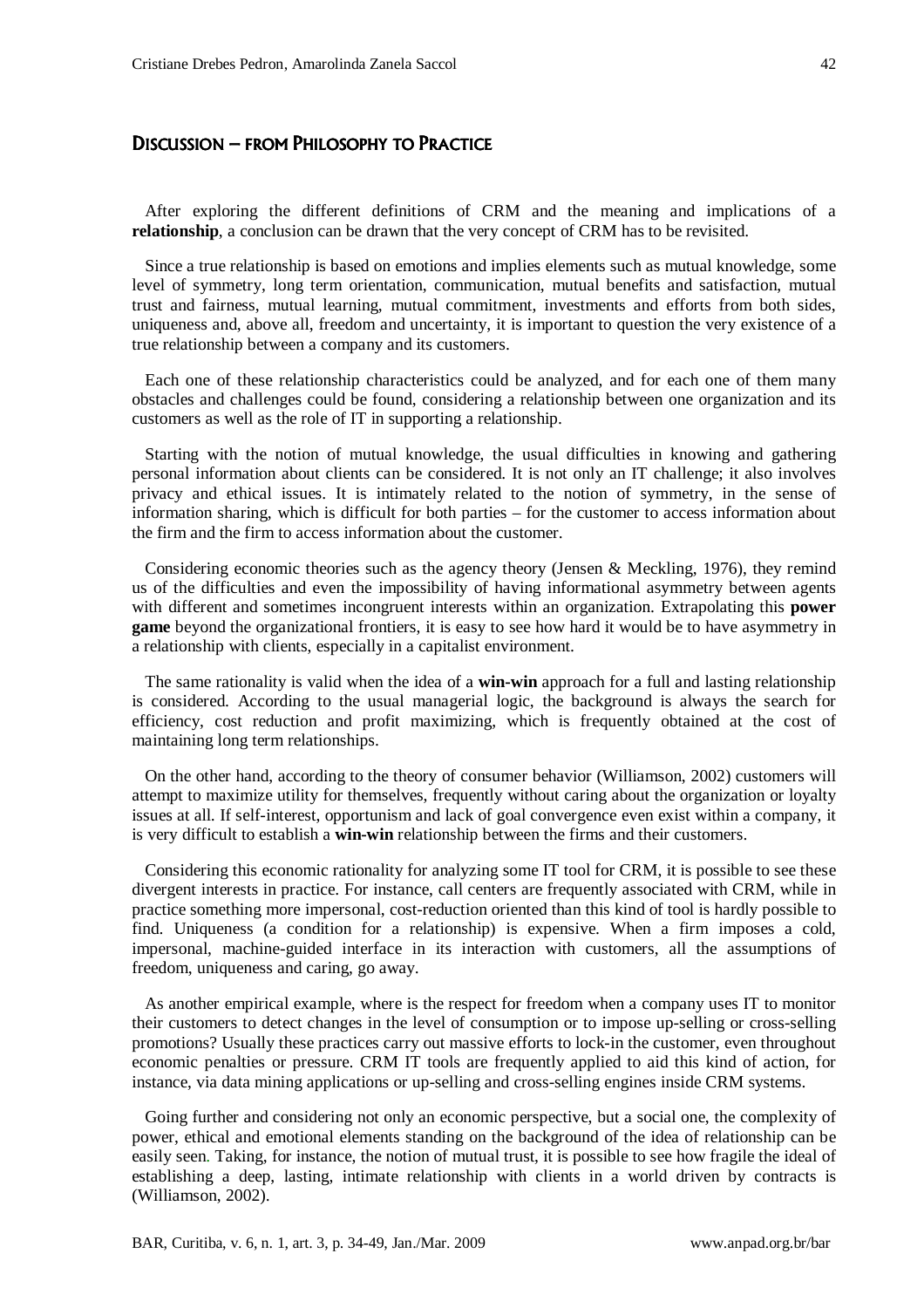## Discussion – from Philosophy to Practice

After exploring the different definitions of CRM and the meaning and implications of a **relationship**, a conclusion can be drawn that the very concept of CRM has to be revisited.

Since a true relationship is based on emotions and implies elements such as mutual knowledge, some level of symmetry, long term orientation, communication, mutual benefits and satisfaction, mutual trust and fairness, mutual learning, mutual commitment, investments and efforts from both sides, uniqueness and, above all, freedom and uncertainty, it is important to question the very existence of a true relationship between a company and its customers.

Each one of these relationship characteristics could be analyzed, and for each one of them many obstacles and challenges could be found, considering a relationship between one organization and its customers as well as the role of IT in supporting a relationship.

Starting with the notion of mutual knowledge, the usual difficulties in knowing and gathering personal information about clients can be considered. It is not only an IT challenge; it also involves privacy and ethical issues. It is intimately related to the notion of symmetry, in the sense of information sharing, which is difficult for both parties – for the customer to access information about the firm and the firm to access information about the customer.

Considering economic theories such as the agency theory (Jensen & Meckling, 1976), they remind us of the difficulties and even the impossibility of having informational asymmetry between agents with different and sometimes incongruent interests within an organization. Extrapolating this **power game** beyond the organizational frontiers, it is easy to see how hard it would be to have asymmetry in a relationship with clients, especially in a capitalist environment.

The same rationality is valid when the idea of a **win-win** approach for a full and lasting relationship is considered. According to the usual managerial logic, the background is always the search for efficiency, cost reduction and profit maximizing, which is frequently obtained at the cost of maintaining long term relationships.

On the other hand, according to the theory of consumer behavior (Williamson, 2002) customers will attempt to maximize utility for themselves, frequently without caring about the organization or loyalty issues at all. If self-interest, opportunism and lack of goal convergence even exist within a company, it is very difficult to establish a **win-win** relationship between the firms and their customers.

Considering this economic rationality for analyzing some IT tool for CRM, it is possible to see these divergent interests in practice. For instance, call centers are frequently associated with CRM, while in practice something more impersonal, cost-reduction oriented than this kind of tool is hardly possible to find. Uniqueness (a condition for a relationship) is expensive. When a firm imposes a cold, impersonal, machine-guided interface in its interaction with customers, all the assumptions of freedom, uniqueness and caring, go away.

As another empirical example, where is the respect for freedom when a company uses IT to monitor their customers to detect changes in the level of consumption or to impose up-selling or cross-selling promotions? Usually these practices carry out massive efforts to lock-in the customer, even throughout economic penalties or pressure. CRM IT tools are frequently applied to aid this kind of action, for instance, via data mining applications or up-selling and cross-selling engines inside CRM systems.

Going further and considering not only an economic perspective, but a social one, the complexity of power, ethical and emotional elements standing on the background of the idea of relationship can be easily seen. Taking, for instance, the notion of mutual trust, it is possible to see how fragile the ideal of establishing a deep, lasting, intimate relationship with clients in a world driven by contracts is (Williamson, 2002).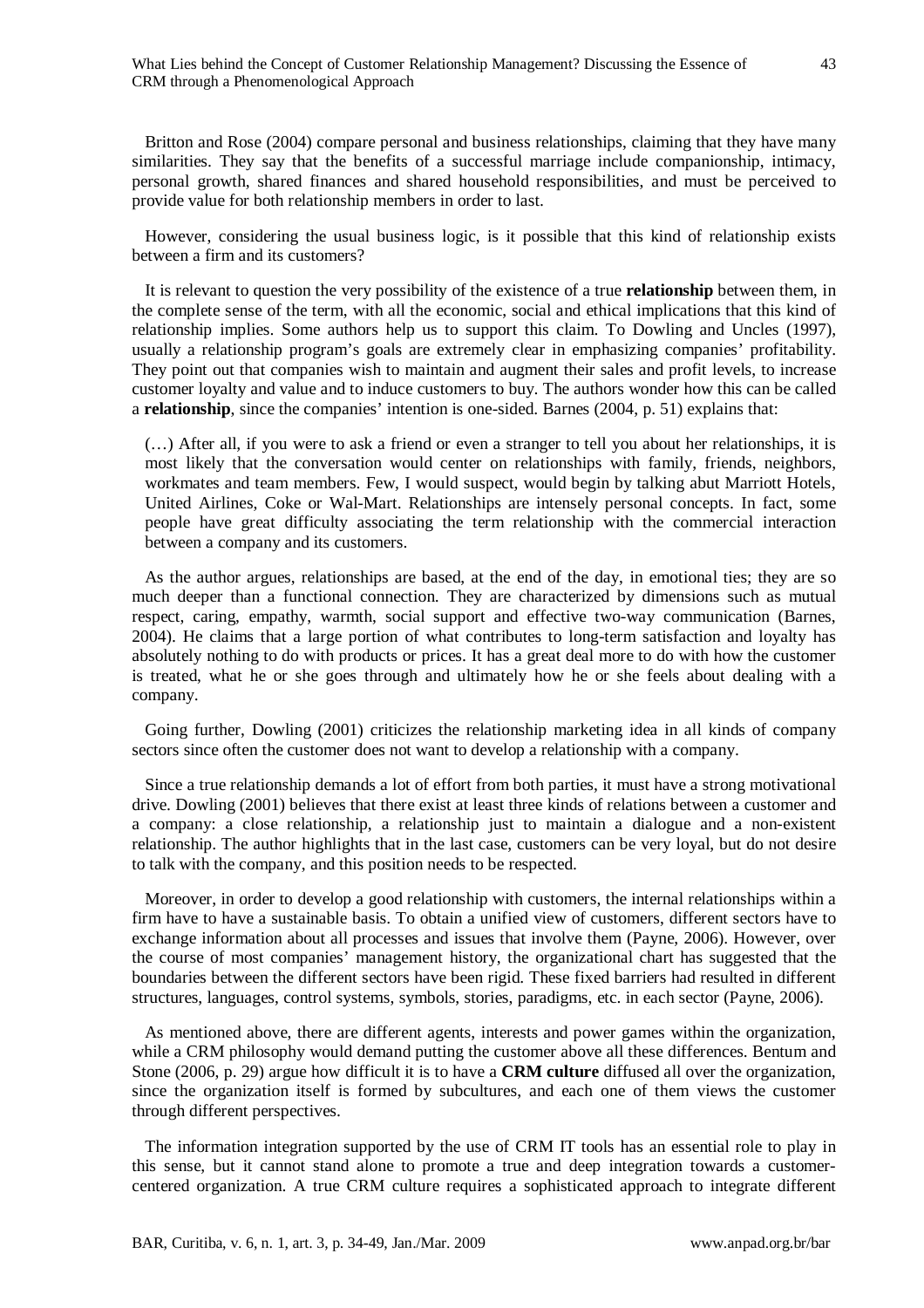Britton and Rose (2004) compare personal and business relationships, claiming that they have many similarities. They say that the benefits of a successful marriage include companionship, intimacy, personal growth, shared finances and shared household responsibilities, and must be perceived to provide value for both relationship members in order to last.

However, considering the usual business logic, is it possible that this kind of relationship exists between a firm and its customers?

It is relevant to question the very possibility of the existence of a true **relationship** between them, in the complete sense of the term, with all the economic, social and ethical implications that this kind of relationship implies. Some authors help us to support this claim. To Dowling and Uncles (1997), usually a relationship program's goals are extremely clear in emphasizing companies' profitability. They point out that companies wish to maintain and augment their sales and profit levels, to increase customer loyalty and value and to induce customers to buy. The authors wonder how this can be called a **relationship**, since the companies' intention is one-sided. Barnes (2004, p. 51) explains that:

> (…) After all, if you were to ask a friend or even a stranger to tell you about her relationships, it is most likely that the conversation would center on relationships with family, friends, neighbors, workmates and team members. Few, I would suspect, would begin by talking abut Marriott Hotels, United Airlines, Coke or Wal-Mart. Relationships are intensely personal concepts. In fact, some people have great difficulty associating the term relationship with the commercial interaction between a company and its customers.

As the author argues, relationships are based, at the end of the day, in emotional ties; they are so much deeper than a functional connection. They are characterized by dimensions such as mutual respect, caring, empathy, warmth, social support and effective two-way communication (Barnes, 2004). He claims that a large portion of what contributes to long-term satisfaction and loyalty has absolutely nothing to do with products or prices. It has a great deal more to do with how the customer is treated, what he or she goes through and ultimately how he or she feels about dealing with a company.

Going further, Dowling (2001) criticizes the relationship marketing idea in all kinds of company sectors since often the customer does not want to develop a relationship with a company.

Since a true relationship demands a lot of effort from both parties, it must have a strong motivational drive. Dowling (2001) believes that there exist at least three kinds of relations between a customer and a company: a close relationship, a relationship just to maintain a dialogue and a non-existent relationship. The author highlights that in the last case, customers can be very loyal, but do not desire to talk with the company, and this position needs to be respected.

Moreover, in order to develop a good relationship with customers, the internal relationships within a firm have to have a sustainable basis. To obtain a unified view of customers, different sectors have to exchange information about all processes and issues that involve them (Payne, 2006). However, over the course of most companies' management history, the organizational chart has suggested that the boundaries between the different sectors have been rigid. These fixed barriers had resulted in different structures, languages, control systems, symbols, stories, paradigms, etc. in each sector (Payne, 2006).

As mentioned above, there are different agents, interests and power games within the organization, while a CRM philosophy would demand putting the customer above all these differences. Bentum and Stone (2006, p. 29) argue how difficult it is to have a **CRM culture** diffused all over the organization, since the organization itself is formed by subcultures, and each one of them views the customer through different perspectives.

The information integration supported by the use of CRM IT tools has an essential role to play in this sense, but it cannot stand alone to promote a true and deep integration towards a customer-centered organization. A true CRM culture requires a sophisticated approach to integrate different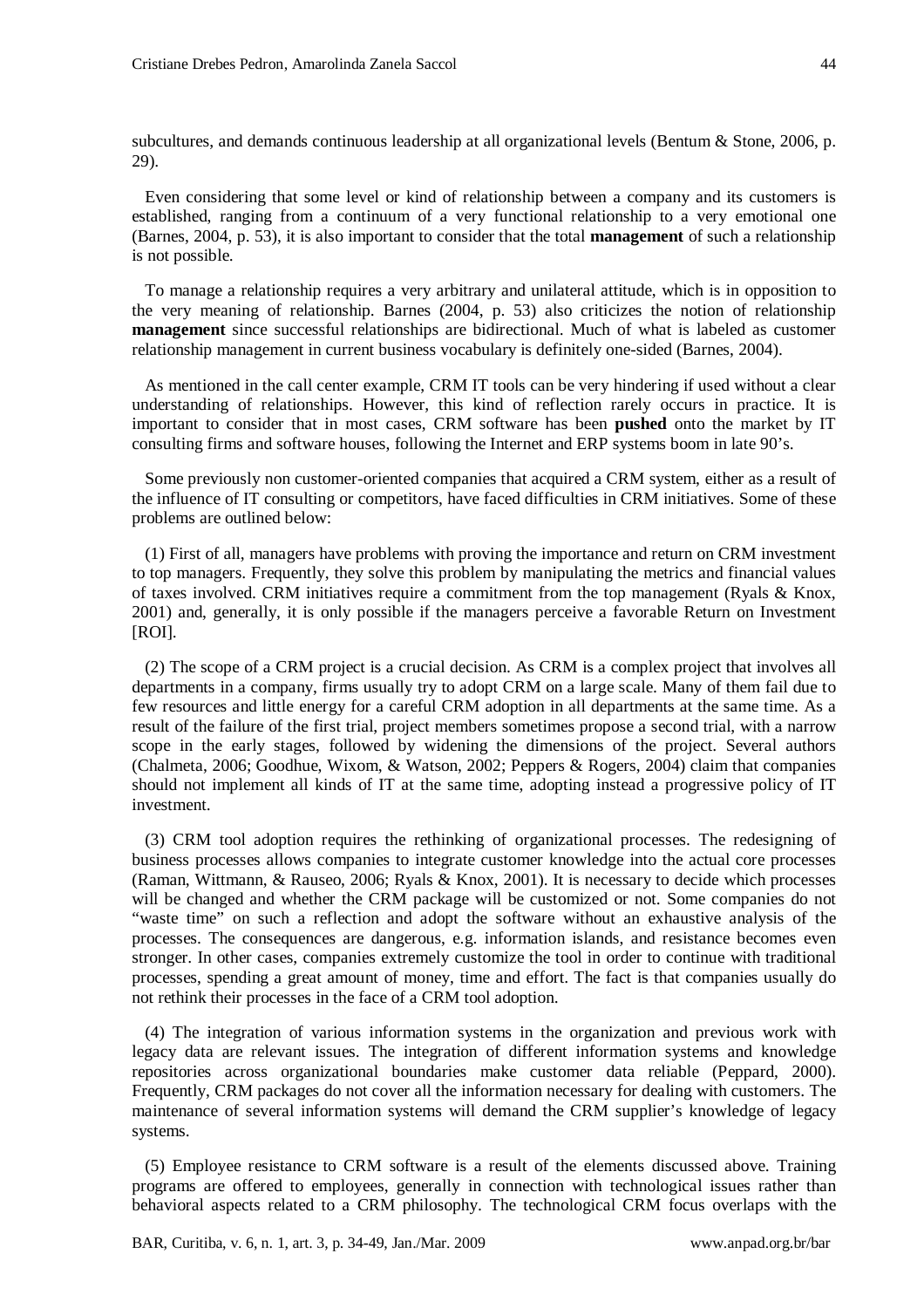subcultures, and demands continuous leadership at all organizational levels (Bentum & Stone, 2006, p. 29).

Even considering that some level or kind of relationship between a company and its customers is established, ranging from a continuum of a very functional relationship to a very emotional one (Barnes, 2004, p. 53), it is also important to consider that the total **management** of such a relationship is not possible.

To manage a relationship requires a very arbitrary and unilateral attitude, which is in opposition to the very meaning of relationship. Barnes (2004, p. 53) also criticizes the notion of relationship **management** since successful relationships are bidirectional. Much of what is labeled as customer relationship management in current business vocabulary is definitely one-sided (Barnes, 2004).

As mentioned in the call center example, CRM IT tools can be very hindering if used without a clear understanding of relationships. However, this kind of reflection rarely occurs in practice. It is important to consider that in most cases, CRM software has been **pushed** onto the market by IT consulting firms and software houses, following the Internet and ERP systems boom in late 90's.

Some previously non customer-oriented companies that acquired a CRM system, either as a result of the influence of IT consulting or competitors, have faced difficulties in CRM initiatives. Some of these problems are outlined below:

(1) First of all, managers have problems with proving the importance and return on CRM investment to top managers. Frequently, they solve this problem by manipulating the metrics and financial values of taxes involved. CRM initiatives require a commitment from the top management (Ryals & Knox, 2001) and, generally, it is only possible if the managers perceive a favorable Return on Investment [ROI].

(2) The scope of a CRM project is a crucial decision. As CRM is a complex project that involves all departments in a company, firms usually try to adopt CRM on a large scale. Many of them fail due to few resources and little energy for a careful CRM adoption in all departments at the same time. As a result of the failure of the first trial, project members sometimes propose a second trial, with a narrow scope in the early stages, followed by widening the dimensions of the project. Several authors (Chalmeta, 2006; Goodhue, Wixom, & Watson, 2002; Peppers & Rogers, 2004) claim that companies should not implement all kinds of IT at the same time, adopting instead a progressive policy of IT investment.

(3) CRM tool adoption requires the rethinking of organizational processes. The redesigning of business processes allows companies to integrate customer knowledge into the actual core processes (Raman, Wittmann, & Rauseo, 2006; Ryals & Knox, 2001). It is necessary to decide which processes will be changed and whether the CRM package will be customized or not. Some companies do not "waste time" on such a reflection and adopt the software without an exhaustive analysis of the processes. The consequences are dangerous, e.g. information islands, and resistance becomes even stronger. In other cases, companies extremely customize the tool in order to continue with traditional processes, spending a great amount of money, time and effort. The fact is that companies usually do not rethink their processes in the face of a CRM tool adoption.

(4) The integration of various information systems in the organization and previous work with legacy data are relevant issues. The integration of different information systems and knowledge repositories across organizational boundaries make customer data reliable (Peppard, 2000). Frequently, CRM packages do not cover all the information necessary for dealing with customers. The maintenance of several information systems will demand the CRM supplier's knowledge of legacy systems.

(5) Employee resistance to CRM software is a result of the elements discussed above. Training programs are offered to employees, generally in connection with technological issues rather than behavioral aspects related to a CRM philosophy. The technological CRM focus overlaps with the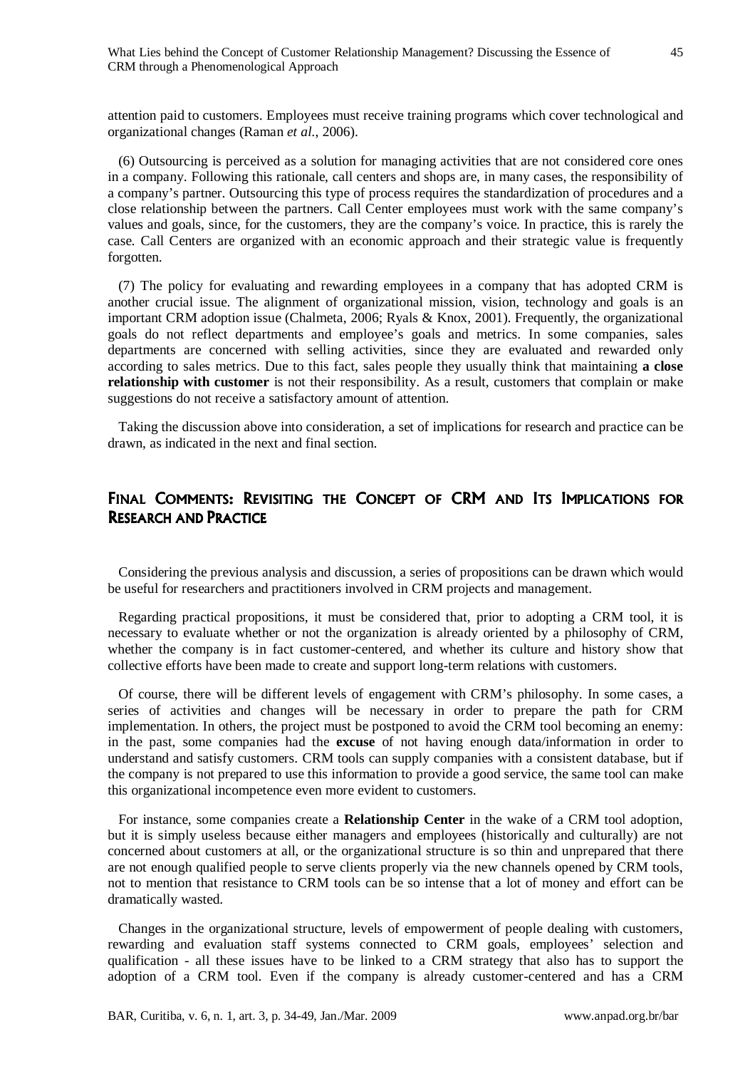attention paid to customers. Employees must receive training programs which cover technological and organizational changes (Raman *et al.*, 2006).

(6) Outsourcing is perceived as a solution for managing activities that are not considered core ones in a company. Following this rationale, call centers and shops are, in many cases, the responsibility of a company's partner. Outsourcing this type of process requires the standardization of procedures and a close relationship between the partners. Call Center employees must work with the same company's values and goals, since, for the customers, they are the company's voice. In practice, this is rarely the case. Call Centers are organized with an economic approach and their strategic value is frequently forgotten.

(7) The policy for evaluating and rewarding employees in a company that has adopted CRM is another crucial issue. The alignment of organizational mission, vision, technology and goals is an important CRM adoption issue (Chalmeta, 2006; Ryals & Knox, 2001). Frequently, the organizational goals do not reflect departments and employee's goals and metrics. In some companies, sales departments are concerned with selling activities, since they are evaluated and rewarded only according to sales metrics. Due to this fact, sales people they usually think that maintaining **a close relationship with customer** is not their responsibility. As a result, customers that complain or make suggestions do not receive a satisfactory amount of attention.

Taking the discussion above into consideration, a set of implications for research and practice can be drawn, as indicated in the next and final section.

## Final Comments: Revisiting the Concept of CRM and Its Implications for Research and Practice

Considering the previous analysis and discussion, a series of propositions can be drawn which would be useful for researchers and practitioners involved in CRM projects and management.

Regarding practical propositions, it must be considered that, prior to adopting a CRM tool, it is necessary to evaluate whether or not the organization is already oriented by a philosophy of CRM, whether the company is in fact customer-centered, and whether its culture and history show that collective efforts have been made to create and support long-term relations with customers.

Of course, there will be different levels of engagement with CRM's philosophy. In some cases, a series of activities and changes will be necessary in order to prepare the path for CRM implementation. In others, the project must be postponed to avoid the CRM tool becoming an enemy: in the past, some companies had the **excuse** of not having enough data/information in order to understand and satisfy customers. CRM tools can supply companies with a consistent database, but if the company is not prepared to use this information to provide a good service, the same tool can make this organizational incompetence even more evident to customers.

For instance, some companies create a **Relationship Center** in the wake of a CRM tool adoption, but it is simply useless because either managers and employees (historically and culturally) are not concerned about customers at all, or the organizational structure is so thin and unprepared that there are not enough qualified people to serve clients properly via the new channels opened by CRM tools, not to mention that resistance to CRM tools can be so intense that a lot of money and effort can be dramatically wasted.

Changes in the organizational structure, levels of empowerment of people dealing with customers, rewarding and evaluation staff systems connected to CRM goals, employees' selection and qualification - all these issues have to be linked to a CRM strategy that also has to support the adoption of a CRM tool. Even if the company is already customer-centered and has a CRM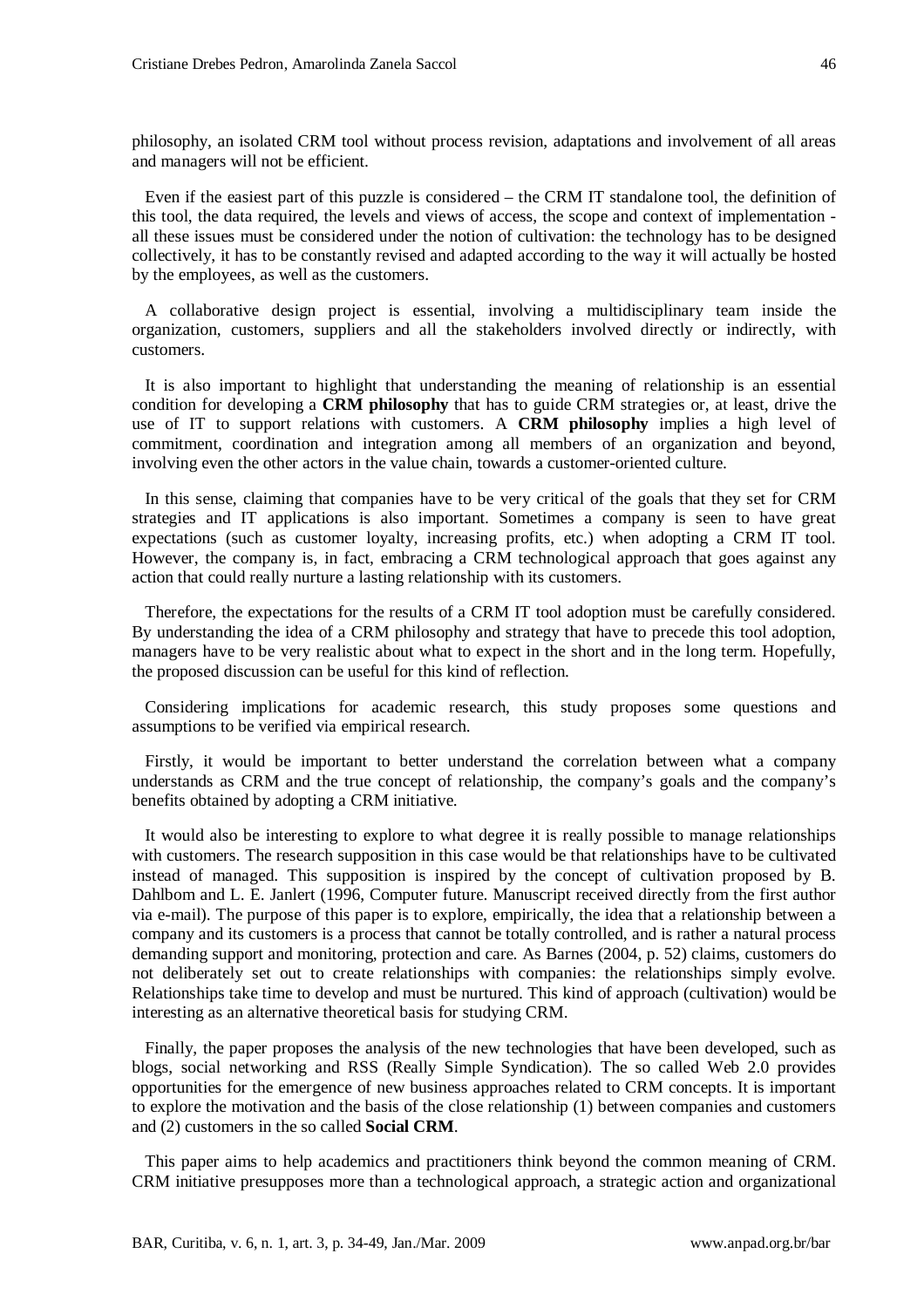philosophy, an isolated CRM tool without process revision, adaptations and involvement of all areas and managers will not be efficient.

Even if the easiest part of this puzzle is considered – the CRM IT standalone tool, the definition of this tool, the data required, the levels and views of access, the scope and context of implementation - all these issues must be considered under the notion of cultivation: the technology has to be designed collectively, it has to be constantly revised and adapted according to the way it will actually be hosted by the employees, as well as the customers.

A collaborative design project is essential, involving a multidisciplinary team inside the organization, customers, suppliers and all the stakeholders involved directly or indirectly, with customers.

It is also important to highlight that understanding the meaning of relationship is an essential condition for developing a **CRM philosophy** that has to guide CRM strategies or, at least, drive the use of IT to support relations with customers. A **CRM philosophy** implies a high level of commitment, coordination and integration among all members of an organization and beyond, involving even the other actors in the value chain, towards a customer-oriented culture.

In this sense, claiming that companies have to be very critical of the goals that they set for CRM strategies and IT applications is also important. Sometimes a company is seen to have great expectations (such as customer loyalty, increasing profits, etc.) when adopting a CRM IT tool. However, the company is, in fact, embracing a CRM technological approach that goes against any action that could really nurture a lasting relationship with its customers.

Therefore, the expectations for the results of a CRM IT tool adoption must be carefully considered. By understanding the idea of a CRM philosophy and strategy that have to precede this tool adoption, managers have to be very realistic about what to expect in the short and in the long term. Hopefully, the proposed discussion can be useful for this kind of reflection.

Considering implications for academic research, this study proposes some questions and assumptions to be verified via empirical research.

Firstly, it would be important to better understand the correlation between what a company understands as CRM and the true concept of relationship, the company's goals and the company's benefits obtained by adopting a CRM initiative.

It would also be interesting to explore to what degree it is really possible to manage relationships with customers. The research supposition in this case would be that relationships have to be cultivated instead of managed. This supposition is inspired by the concept of cultivation proposed by B. Dahlbom and L. E. Janlert (1996, Computer future. Manuscript received directly from the first author via e-mail). The purpose of this paper is to explore, empirically, the idea that a relationship between a company and its customers is a process that cannot be totally controlled, and is rather a natural process demanding support and monitoring, protection and care. As Barnes (2004, p. 52) claims, customers do not deliberately set out to create relationships with companies: the relationships simply evolve. Relationships take time to develop and must be nurtured. This kind of approach (cultivation) would be interesting as an alternative theoretical basis for studying CRM.

Finally, the paper proposes the analysis of the new technologies that have been developed, such as blogs, social networking and RSS (Really Simple Syndication). The so called Web 2.0 provides opportunities for the emergence of new business approaches related to CRM concepts. It is important to explore the motivation and the basis of the close relationship (1) between companies and customers and (2) customers in the so called **Social CRM**.

This paper aims to help academics and practitioners think beyond the common meaning of CRM. CRM initiative presupposes more than a technological approach, a strategic action and organizational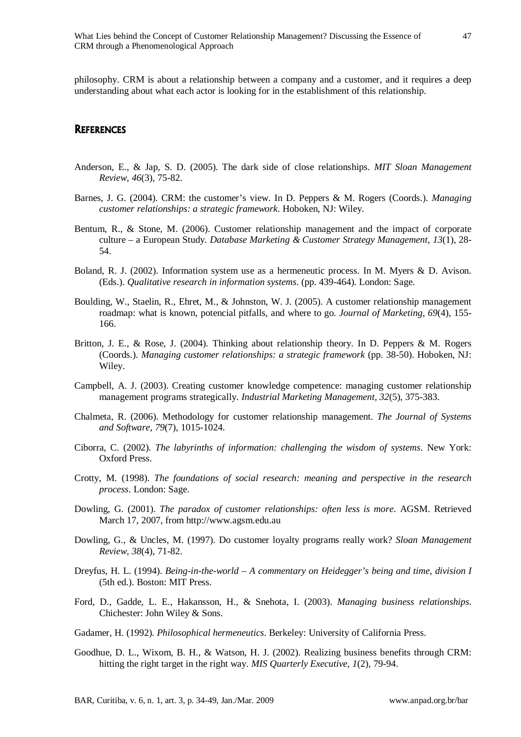philosophy. CRM is about a relationship between a company and a customer, and it requires a deep understanding about what each actor is looking for in the establishment of this relationship.

## References

Anderson, E., & Jap, S. D. (2005). The dark side of close relationships. *MIT Sloan Management Review*, *46*(3), 75-82.

Barnes, J. G. (2004). CRM: the customer's view. In D. Peppers & M. Rogers (Coords.). *Managing customer relationships: a strategic framework*. Hoboken, NJ: Wiley.

Bentum, R., & Stone, M. (2006). Customer relationship management and the impact of corporate culture – a European Study. *Database Marketing & Customer Strategy Management*, *13*(1), 28-54.

Boland, R. J. (2002). Information system use as a hermeneutic process. In M. Myers & D. Avison. (Eds.). *Qualitative research in information systems*. (pp. 439-464). London: Sage.

Boulding, W., Staelin, R., Ehret, M., & Johnston, W. J. (2005). A customer relationship management roadmap: what is known, potencial pitfalls, and where to go. *Journal of Marketing*, *69*(4), 155-166.

Britton, J. E., & Rose, J. (2004). Thinking about relationship theory. In D. Peppers & M. Rogers (Coords.). *Managing customer relationships: a strategic framework* (pp. 38-50). Hoboken, NJ: Wiley.

Campbell, A. J. (2003). Creating customer knowledge competence: managing customer relationship management programs strategically. *Industrial Marketing Management*, *32*(5), 375-383.

Chalmeta, R. (2006). Methodology for customer relationship management. *The Journal of Systems and Software*, *79*(7), 1015-1024.

Ciborra, C. (2002). *The labyrinths of information: challenging the wisdom of systems*. New York: Oxford Press.

Crotty, M. (1998). *The foundations of social research: meaning and perspective in the research process*. London: Sage.

Dowling, G. (2001). *The paradox of customer relationships: often less is more*. AGSM. Retrieved March 17, 2007, from http://www.agsm.edu.au

Dowling, G., & Uncles, M. (1997). Do customer loyalty programs really work? *Sloan Management Review*, *38*(4), 71-82.

Dreyfus, H. L. (1994). *Being-in-the-world – A commentary on Heidegger's being and time, division I* (5th ed.). Boston: MIT Press.

Ford, D., Gadde, L. E., Hakansson, H., & Snehota, I. (2003). *Managing business relationships*. Chichester: John Wiley & Sons.

Gadamer, H. (1992). *Philosophical hermeneutics*. Berkeley: University of California Press.

Goodhue, D. L., Wixom, B. H., & Watson, H. J. (2002). Realizing business benefits through CRM: hitting the right target in the right way. *MIS Quarterly Executive*, *1*(2), 79-94.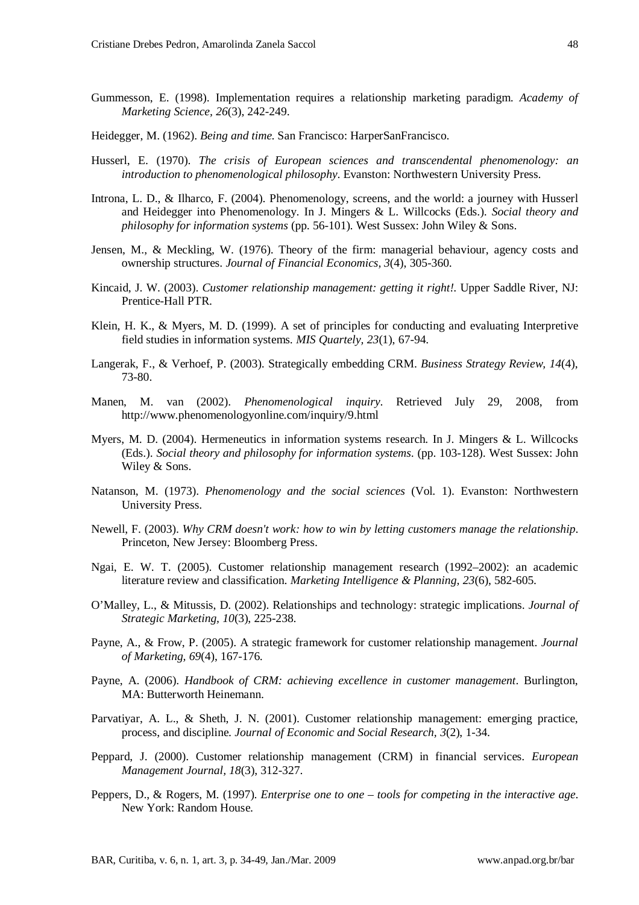Gummesson, E. (1998). Implementation requires a relationship marketing paradigm. *Academy of Marketing Science*, *26*(3), 242-249.

Heidegger, M. (1962). *Being and time*. San Francisco: HarperSanFrancisco.

Husserl, E. (1970). *The crisis of European sciences and transcendental phenomenology: an introduction to phenomenological philosophy*. Evanston: Northwestern University Press.

Introna, L. D., & Ilharco, F. (2004). Phenomenology, screens, and the world: a journey with Husserl and Heidegger into Phenomenology. In J. Mingers & L. Willcocks (Eds.). *Social theory and philosophy for information systems* (pp. 56-101). West Sussex: John Wiley & Sons.

Jensen, M., & Meckling, W. (1976). Theory of the firm: managerial behaviour, agency costs and ownership structures. *Journal of Financial Economics*, *3*(4), 305-360.

Kincaid, J. W. (2003). *Customer relationship management: getting it right!*. Upper Saddle River, NJ: Prentice-Hall PTR.

Klein, H. K., & Myers, M. D. (1999). A set of principles for conducting and evaluating Interpretive field studies in information systems. *MIS Quartely*, *23*(1), 67-94.

Langerak, F., & Verhoef, P. (2003). Strategically embedding CRM. *Business Strategy Review, 14*(4), 73-80.

Manen, M. van (2002). *Phenomenological inquiry*. Retrieved July 29, 2008, from http://www.phenomenologyonline.com/inquiry/9.html

Myers, M. D. (2004). Hermeneutics in information systems research. In J. Mingers & L. Willcocks (Eds.). *Social theory and philosophy for information systems*. (pp. 103-128). West Sussex: John Wiley & Sons.

Natanson, M. (1973). *Phenomenology and the social sciences* (Vol. 1). Evanston: Northwestern University Press.

Newell, F. (2003). *Why CRM doesn't work: how to win by letting customers manage the relationship*. Princeton, New Jersey: Bloomberg Press.

Ngai, E. W. T. (2005). Customer relationship management research (1992–2002): an academic literature review and classification. *Marketing Intelligence & Planning, 23*(6), 582-605.

O'Malley, L., & Mitussis, D. (2002). Relationships and technology: strategic implications. *Journal of Strategic Marketing, 10*(3), 225-238.

Payne, A., & Frow, P. (2005). A strategic framework for customer relationship management. *Journal of Marketing, 69*(4), 167-176.

Payne, A. (2006). *Handbook of CRM: achieving excellence in customer management*. Burlington, MA: Butterworth Heinemann.

Parvatiyar, A. L., & Sheth, J. N. (2001). Customer relationship management: emerging practice, process, and discipline. *Journal of Economic and Social Research, 3*(2), 1-34.

Peppard, J. (2000). Customer relationship management (CRM) in financial services. *European Management Journal*, *18*(3), 312-327.

Peppers, D., & Rogers, M. (1997). *Enterprise one to one – tools for competing in the interactive age*. New York: Random House.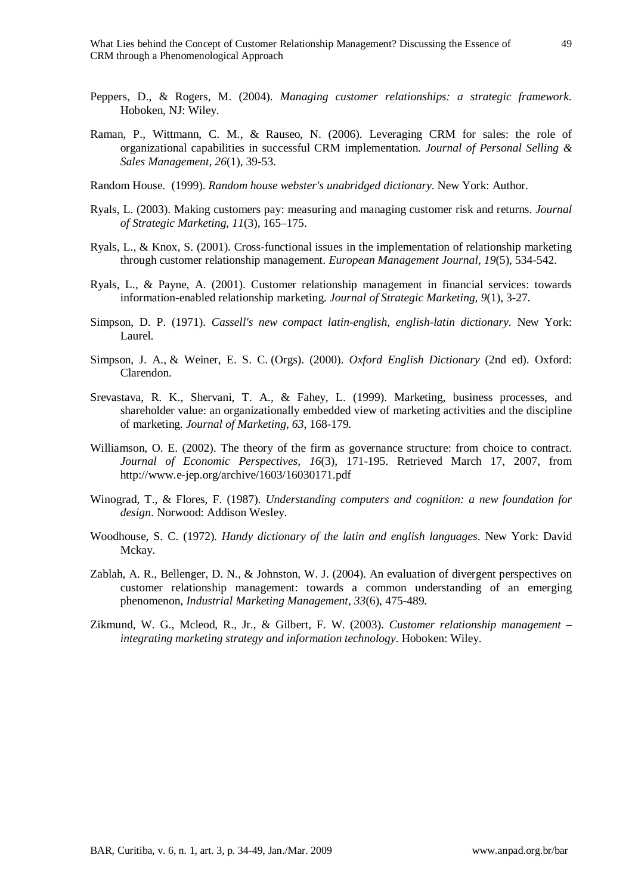Peppers, D., & Rogers, M. (2004). *Managing customer relationships: a strategic framework*. Hoboken, NJ: Wiley.

Raman, P., Wittmann, C. M., & Rauseo, N. (2006). Leveraging CRM for sales: the role of organizational capabilities in successful CRM implementation. *Journal of Personal Selling & Sales Management, 26*(1), 39-53.

Random House. (1999). *Random house webster's unabridged dictionary*. New York: Author.

Ryals, L. (2003). Making customers pay: measuring and managing customer risk and returns. *Journal of Strategic Marketing, 11*(3), 165–175.

Ryals, L., & Knox, S. (2001). Cross-functional issues in the implementation of relationship marketing through customer relationship management. *European Management Journal, 19*(5), 534-542.

Ryals, L., & Payne, A. (2001). Customer relationship management in financial services: towards information-enabled relationship marketing. *Journal of Strategic Marketing, 9*(1), 3-27.

Simpson, D. P. (1971). *Cassell's new compact latin-english, english-latin dictionary*. New York: Laurel.

Simpson, J. A., & Weiner, E. S. C. (Orgs). (2000). *Oxford English Dictionary* (2nd ed). Oxford: Clarendon.

Srevastava, R. K., Shervani, T. A., & Fahey, L. (1999). Marketing, business processes, and shareholder value: an organizationally embedded view of marketing activities and the discipline of marketing. *Journal of Marketing, 63*, 168-179.

Williamson, O. E. (2002). The theory of the firm as governance structure: from choice to contract. *Journal of Economic Perspectives, 16*(3), 171-195. Retrieved March 17, 2007, from http://www.e-jep.org/archive/1603/16030171.pdf

Winograd, T., & Flores, F. (1987). *Understanding computers and cognition: a new foundation for design*. Norwood: Addison Wesley.

Woodhouse, S. C. (1972). *Handy dictionary of the latin and english languages*. New York: David Mckay.

Zablah, A. R., Bellenger, D. N., & Johnston, W. J. (2004). An evaluation of divergent perspectives on customer relationship management: towards a common understanding of an emerging phenomenon, *Industrial Marketing Management, 33*(6), 475-489.

Zikmund, W. G., Mcleod, R., Jr., & Gilbert, F. W. (2003). *Customer relationship management – integrating marketing strategy and information technology*. Hoboken: Wiley.